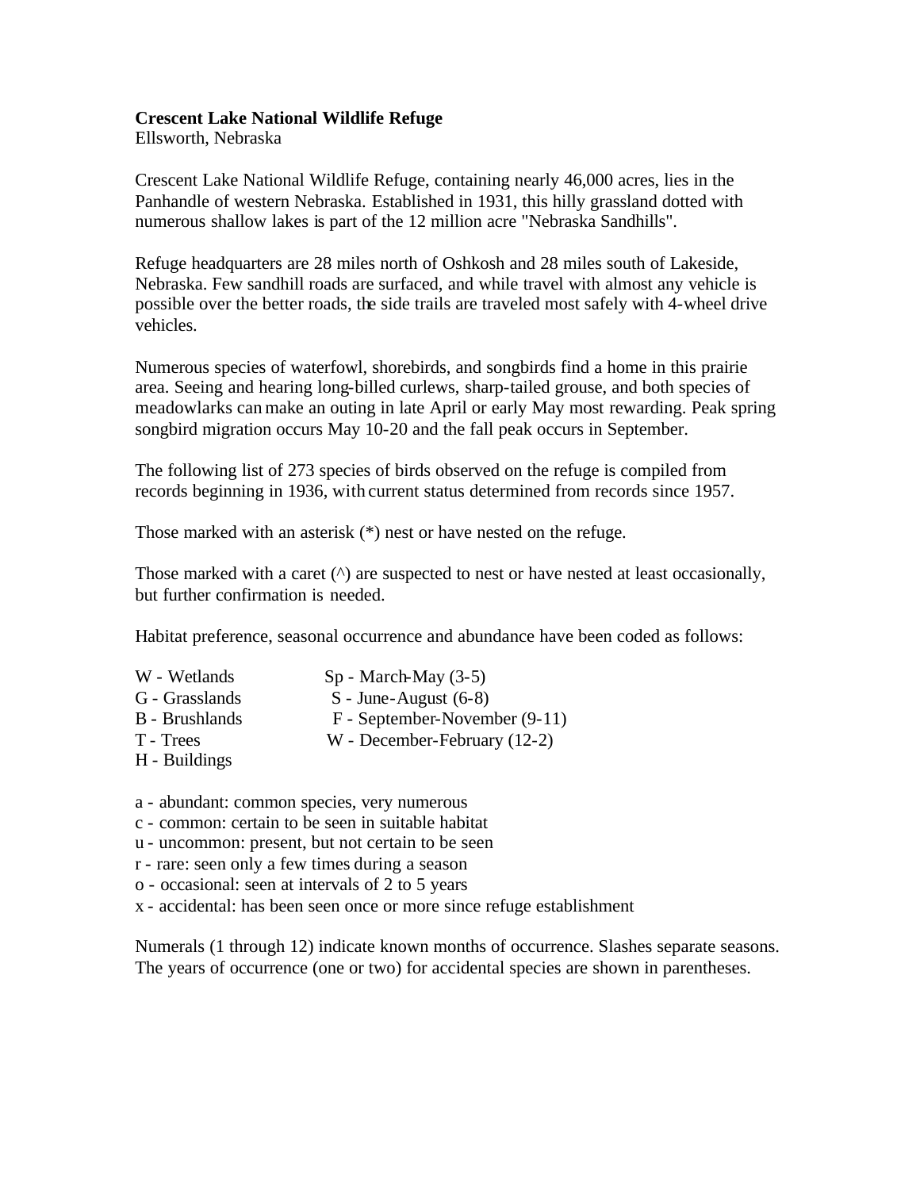**Crescent Lake National Wildlife Refuge**
Ellsworth, Nebraska

Crescent Lake National Wildlife Refuge, containing nearly 46,000 acres, lies in the Panhandle of western Nebraska. Established in 1931, this hilly grassland dotted with numerous shallow lakes is part of the 12 million acre "Nebraska Sandhills".

Refuge headquarters are 28 miles north of Oshkosh and 28 miles south of Lakeside, Nebraska. Few sandhill roads are surfaced, and while travel with almost any vehicle is possible over the better roads, the side trails are traveled most safely with 4-wheel drive vehicles.

Numerous species of waterfowl, shorebirds, and songbirds find a home in this prairie area. Seeing and hearing long-billed curlews, sharp-tailed grouse, and both species of meadowlarks can make an outing in late April or early May most rewarding. Peak spring songbird migration occurs May 10-20 and the fall peak occurs in September.

The following list of 273 species of birds observed on the refuge is compiled from records beginning in 1936, with current status determined from records since 1957.

Those marked with an asterisk (*) nest or have nested on the refuge.

Those marked with a caret (^) are suspected to nest or have nested at least occasionally, but further confirmation is needed.

Habitat preference, seasonal occurrence and abundance have been coded as follows:

| | |
|---|---|
| W - Wetlands | Sp - March-May (3-5) |
| G - Grasslands | S - June-August (6-8) |
| B - Brushlands | F - September-November (9-11) |
| T - Trees | W - December-February (12-2) |
| H - Buildings | |

a - abundant: common species, very numerous
c - common: certain to be seen in suitable habitat
u - uncommon: present, but not certain to be seen
r - rare: seen only a few times during a season
o - occasional: seen at intervals of 2 to 5 years
x - accidental: has been seen once or more since refuge establishment

Numerals (1 through 12) indicate known months of occurrence. Slashes separate seasons. The years of occurrence (one or two) for accidental species are shown in parentheses.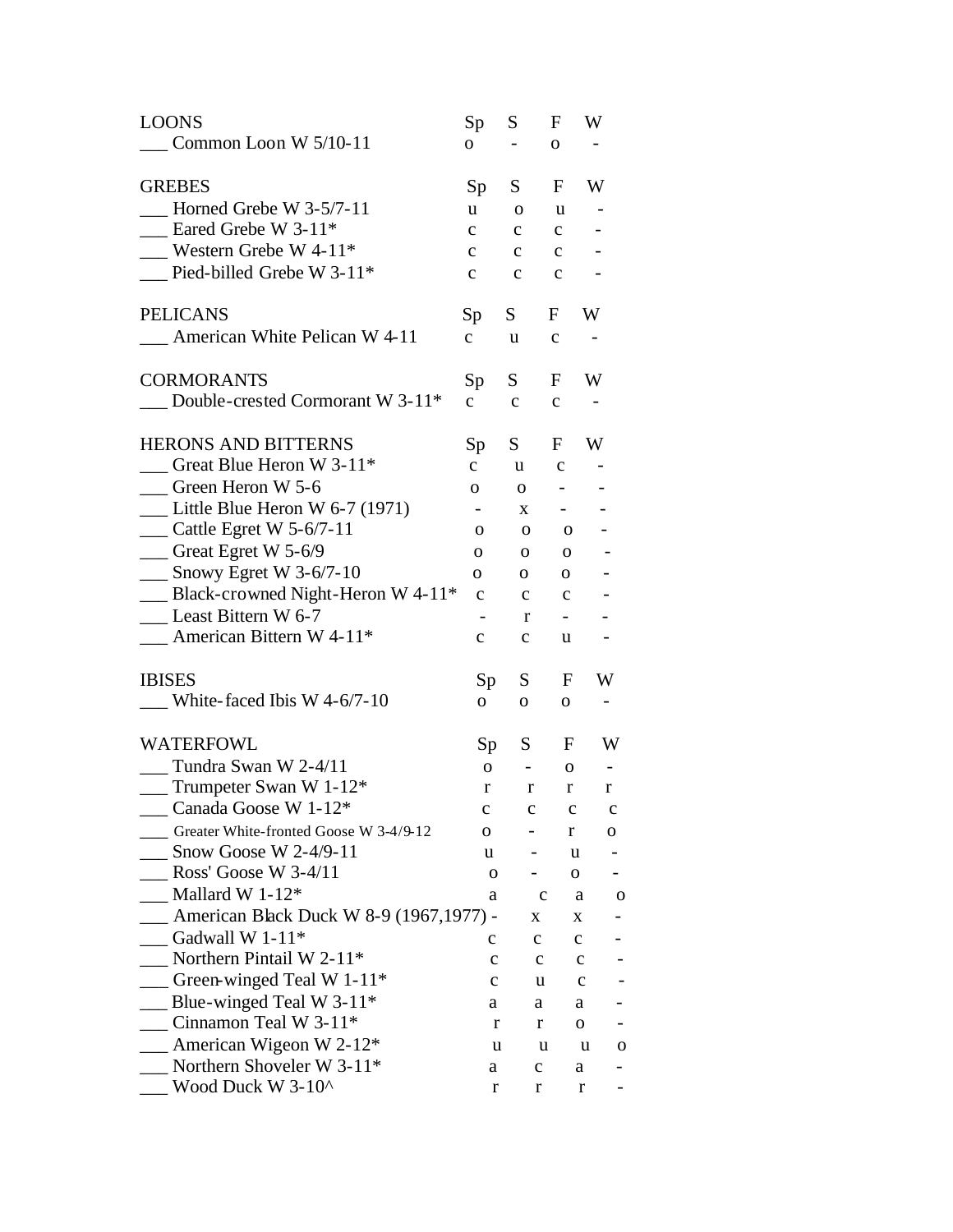| LOONS | Sp | S | F | W |
|---|---|---|---|---|
| ___ Common Loon W 5/10-11 | o | - | o | - |

| GREBES | Sp | S | F | W |
|---|---|---|---|---|
| ___ Horned Grebe W 3-5/7-11 | u | o | u | - |
| ___ Eared Grebe W 3-11* | c | c | c | - |
| ___ Western Grebe W 4-11* | c | c | c | - |
| ___ Pied-billed Grebe W 3-11* | c | c | c | - |

| PELICANS | Sp | S | F | W |
|---|---|---|---|---|
| ___ American White Pelican W 4-11 | c | u | c | - |

| CORMORANTS | Sp | S | F | W |
|---|---|---|---|---|
| ___ Double-crested Cormorant W 3-11* | c | c | c | - |

| HERONS AND BITTERNS | Sp | S | F | W |
|---|---|---|---|---|
| ___ Great Blue Heron W 3-11* | c | u | c | - |
| ___ Green Heron W 5-6 | o | o | - | - |
| ___ Little Blue Heron W 6-7 (1971) | - | x | - | - |
| ___ Cattle Egret W 5-6/7-11 | o | o | o | - |
| ___ Great Egret W 5-6/9 | o | o | o | - |
| ___ Snowy Egret W 3-6/7-10 | o | o | o | - |
| ___ Black-crowned Night-Heron W 4-11* | c | c | c | - |
| ___ Least Bittern W 6-7 | - | r | - | - |
| ___ American Bittern W 4-11* | c | c | u | - |

| IBISES | Sp | S | F | W |
|---|---|---|---|---|
| ___ White-faced Ibis W 4-6/7-10 | o | o | o | - |

| WATERFOWL | Sp | S | F | W |
|---|---|---|---|---|
| ___ Tundra Swan W 2-4/11 | o | - | o | - |
| ___ Trumpeter Swan W 1-12* | r | r | r | r |
| ___ Canada Goose W 1-12* | c | c | c | c |
| ___ Greater White-fronted Goose W 3-4/9-12 | o | - | r | o |
| ___ Snow Goose W 2-4/9-11 | u | - | u | - |
| ___ Ross' Goose W 3-4/11 | o | - | o | - |
| ___ Mallard W 1-12* | a | c | a | o |
| ___ American Black Duck W 8-9 (1967,1977) | - | x | x | - |
| ___ Gadwall W 1-11* | c | c | c | - |
| ___ Northern Pintail W 2-11* | c | c | c | - |
| ___ Green-winged Teal W 1-11* | c | u | c | - |
| ___ Blue-winged Teal W 3-11* | a | a | a | - |
| ___ Cinnamon Teal W 3-11* | r | r | o | - |
| ___ American Wigeon W 2-12* | u | u | u | o |
| ___ Northern Shoveler W 3-11* | a | c | a | - |
| ___ Wood Duck W 3-10^ | r | r | r | - |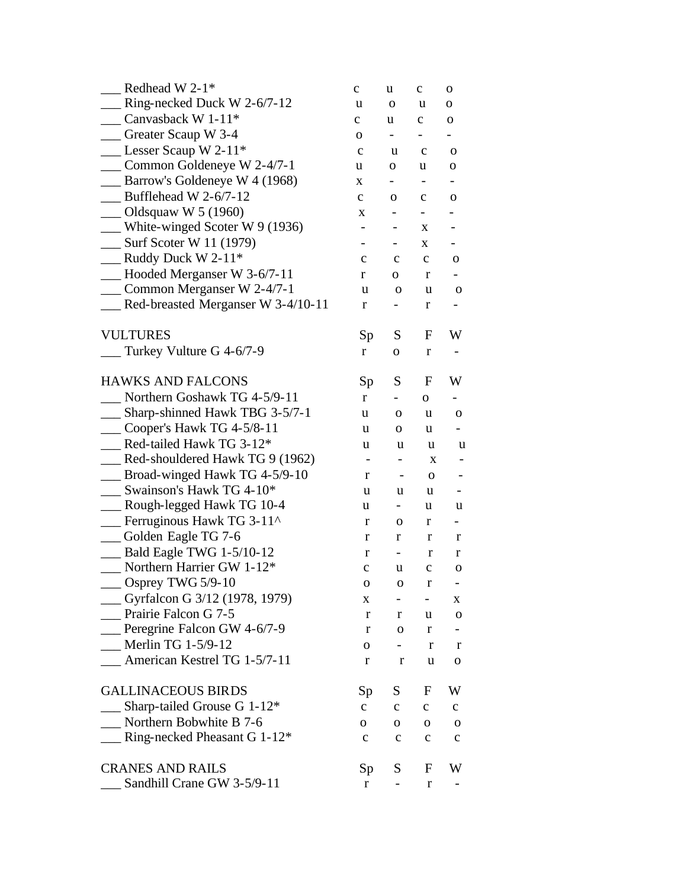| | Sp | S | F | W |
|---|---|---|---|---|
| ___ Redhead W 2-1* | c | u | c | o |
| ___ Ring-necked Duck W 2-6/7-12 | u | o | u | o |
| ___ Canvasback W 1-11* | c | u | c | o |
| ___ Greater Scaup W 3-4 | o | - | - | - |
| ___ Lesser Scaup W 2-11* | c | u | c | o |
| ___ Common Goldeneye W 2-4/7-1 | u | o | u | o |
| ___ Barrow's Goldeneye W 4 (1968) | x | - | - | - |
| ___ Bufflehead W 2-6/7-12 | c | o | c | o |
| ___ Oldsquaw W 5 (1960) | x | - | - | - |
| ___ White-winged Scoter W 9 (1936) | - | - | x | - |
| ___ Surf Scoter W 11 (1979) | - | - | x | - |
| ___ Ruddy Duck W 2-11* | c | c | c | o |
| ___ Hooded Merganser W 3-6/7-11 | r | o | r | - |
| ___ Common Merganser W 2-4/7-1 | u | o | u | o |
| ___ Red-breasted Merganser W 3-4/10-11 | r | - | r | - |

| VULTURES | Sp | S | F | W |
|---|---|---|---|---|
| ___ Turkey Vulture G 4-6/7-9 | r | o | r | - |

| HAWKS AND FALCONS | Sp | S | F | W |
|---|---|---|---|---|
| ___ Northern Goshawk TG 4-5/9-11 | r | - | o | - |
| ___ Sharp-shinned Hawk TBG 3-5/7-1 | u | o | u | o |
| ___ Cooper's Hawk TG 4-5/8-11 | u | o | u | - |
| ___ Red-tailed Hawk TG 3-12* | u | u | u | u |
| ___ Red-shouldered Hawk TG 9 (1962) | - | - | x | - |
| ___ Broad-winged Hawk TG 4-5/9-10 | r | - | o | - |
| ___ Swainson's Hawk TG 4-10* | u | u | u | - |
| ___ Rough-legged Hawk TG 10-4 | u | - | u | u |
| ___ Ferruginous Hawk TG 3-11^ | r | o | r | - |
| ___ Golden Eagle TG 7-6 | r | r | r | r |
| ___ Bald Eagle TWG 1-5/10-12 | r | - | r | r |
| ___ Northern Harrier GW 1-12* | c | u | c | o |
| ___ Osprey TWG 5/9-10 | o | o | r | - |
| ___ Gyrfalcon G 3/12 (1978, 1979) | x | - | - | x |
| ___ Prairie Falcon G 7-5 | r | r | u | o |
| ___ Peregrine Falcon GW 4-6/7-9 | r | o | r | - |
| ___ Merlin TG 1-5/9-12 | o | - | r | r |
| ___ American Kestrel TG 1-5/7-11 | r | r | u | o |

| GALLINACEOUS BIRDS | Sp | S | F | W |
|---|---|---|---|---|
| ___ Sharp-tailed Grouse G 1-12* | c | c | c | c |
| ___ Northern Bobwhite B 7-6 | o | o | o | o |
| ___ Ring-necked Pheasant G 1-12* | c | c | c | c |

| CRANES AND RAILS | Sp | S | F | W |
|---|---|---|---|---|
| ___ Sandhill Crane GW 3-5/9-11 | r | - | r | - |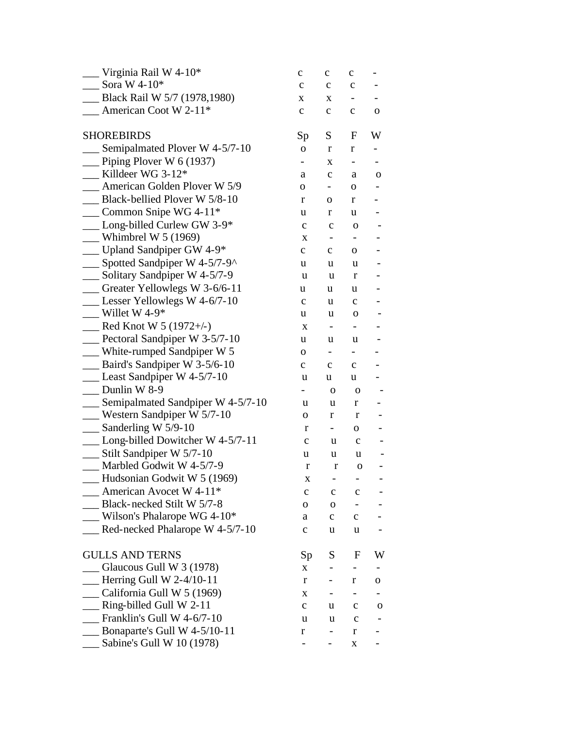| | Sp | S | F | W |
|---|---|---|---|---|
| ___ Virginia Rail W 4-10* | c | c | c | - |
| ___ Sora W 4-10* | c | c | c | - |
| ___ Black Rail W 5/7 (1978,1980) | x | x | - | - |
| ___ American Coot W 2-11* | c | c | c | o |

| SHOREBIRDS | Sp | S | F | W |
|---|---|---|---|---|
| ___ Semipalmated Plover W 4-5/7-10 | o | r | r | - |
| ___ Piping Plover W 6 (1937) | - | x | - | - |
| ___ Killdeer WG 3-12* | a | c | a | o |
| ___ American Golden Plover W 5/9 | o | - | o | - |
| ___ Black-bellied Plover W 5/8-10 | r | o | r | - |
| ___ Common Snipe WG 4-11* | u | r | u | - |
| ___ Long-billed Curlew GW 3-9* | c | c | o | - |
| ___ Whimbrel W 5 (1969) | x | - | - | - |
| ___ Upland Sandpiper GW 4-9* | c | c | o | - |
| ___ Spotted Sandpiper W 4-5/7-9^ | u | u | u | - |
| ___ Solitary Sandpiper W 4-5/7-9 | u | u | r | - |
| ___ Greater Yellowlegs W 3-6/6-11 | u | u | u | - |
| ___ Lesser Yellowlegs W 4-6/7-10 | c | u | c | - |
| ___ Willet W 4-9* | u | u | o | - |
| ___ Red Knot W 5 (1972+/-) | x | - | - | - |
| ___ Pectoral Sandpiper W 3-5/7-10 | u | u | u | - |
| ___ White-rumped Sandpiper W 5 | o | - | - | - |
| ___ Baird's Sandpiper W 3-5/6-10 | c | c | c | - |
| ___ Least Sandpiper W 4-5/7-10 | u | u | u | - |
| ___ Dunlin W 8-9 | - | o | o | - |
| ___ Semipalmated Sandpiper W 4-5/7-10 | u | u | r | - |
| ___ Western Sandpiper W 5/7-10 | o | r | r | - |
| ___ Sanderling W 5/9-10 | r | - | o | - |
| ___ Long-billed Dowitcher W 4-5/7-11 | c | u | c | - |
| ___ Stilt Sandpiper W 5/7-10 | u | u | u | - |
| ___ Marbled Godwit W 4-5/7-9 | r | r | o | - |
| ___ Hudsonian Godwit W 5 (1969) | x | - | - | - |
| ___ American Avocet W 4-11* | c | c | c | - |
| ___ Black-necked Stilt W 5/7-8 | o | o | - | - |
| ___ Wilson's Phalarope WG 4-10* | a | c | c | - |
| ___ Red-necked Phalarope W 4-5/7-10 | c | u | u | - |

| GULLS AND TERNS | Sp | S | F | W |
|---|---|---|---|---|
| ___ Glaucous Gull W 3 (1978) | x | - | - | - |
| ___ Herring Gull W 2-4/10-11 | r | - | r | o |
| ___ California Gull W 5 (1969) | x | - | - | - |
| ___ Ring-billed Gull W 2-11 | c | u | c | o |
| ___ Franklin's Gull W 4-6/7-10 | u | u | c | - |
| ___ Bonaparte's Gull W 4-5/10-11 | r | - | r | - |
| ___ Sabine's Gull W 10 (1978) | - | - | x | - |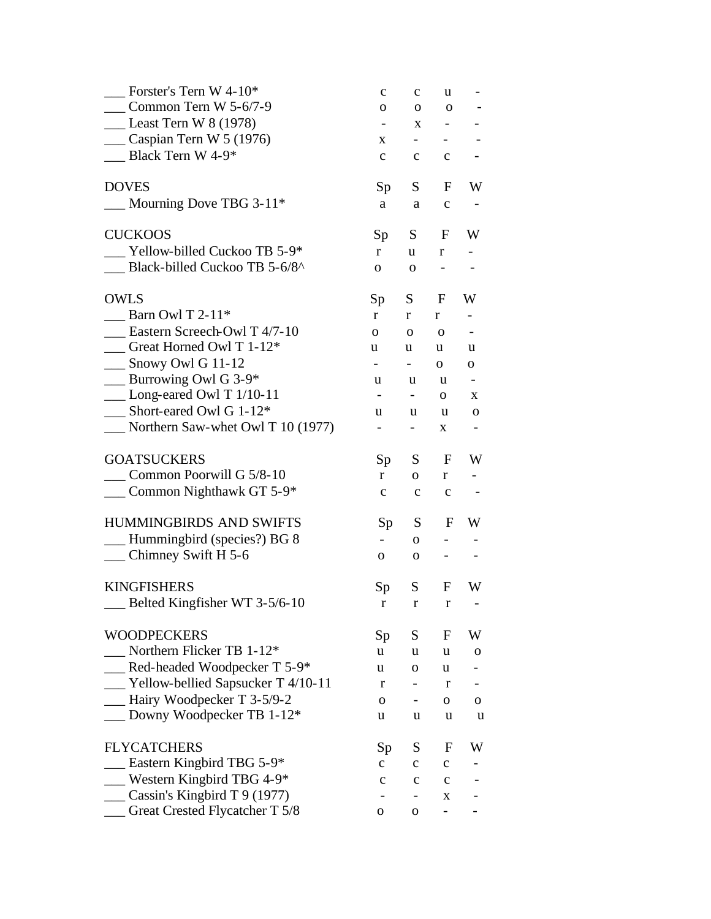| | Sp | S | F | W |
|---|---|---|---|---|
| ___ Forster's Tern W 4-10* | c | c | u | - |
| ___ Common Tern W 5-6/7-9 | o | o | o | - |
| ___ Least Tern W 8 (1978) | - | x | - | - |
| ___ Caspian Tern W 5 (1976) | x | - | - | - |
| ___ Black Tern W 4-9* | c | c | c | - |

| DOVES | Sp | S | F | W |
|---|---|---|---|---|
| ___ Mourning Dove TBG 3-11* | a | a | c | - |

| CUCKOOS | Sp | S | F | W |
|---|---|---|---|---|
| ___ Yellow-billed Cuckoo TB 5-9* | r | u | r | - |
| ___ Black-billed Cuckoo TB 5-6/8^ | o | o | - | - |

| OWLS | Sp | S | F | W |
|---|---|---|---|---|
| ___ Barn Owl T 2-11* | r | r | r | - |
| ___ Eastern Screech-Owl T 4/7-10 | o | o | o | - |
| ___ Great Horned Owl T 1-12* | u | u | u | u |
| ___ Snowy Owl G 11-12 | - | - | o | o |
| ___ Burrowing Owl G 3-9* | u | u | u | - |
| ___ Long-eared Owl T 1/10-11 | - | - | o | x |
| ___ Short-eared Owl G 1-12* | u | u | u | o |
| ___ Northern Saw-whet Owl T 10 (1977) | - | - | x | - |

| GOATSUCKERS | Sp | S | F | W |
|---|---|---|---|---|
| ___ Common Poorwill G 5/8-10 | r | o | r | - |
| ___ Common Nighthawk GT 5-9* | c | c | c | - |

| HUMMINGBIRDS AND SWIFTS | Sp | S | F | W |
|---|---|---|---|---|
| ___ Hummingbird (species?) BG 8 | - | o | - | - |
| ___ Chimney Swift H 5-6 | o | o | - | - |

| KINGFISHERS | Sp | S | F | W |
|---|---|---|---|---|
| ___ Belted Kingfisher WT 3-5/6-10 | r | r | r | - |

| WOODPECKERS | Sp | S | F | W |
|---|---|---|---|---|
| ___ Northern Flicker TB 1-12* | u | u | u | o |
| ___ Red-headed Woodpecker T 5-9* | u | o | u | - |
| ___ Yellow-bellied Sapsucker T 4/10-11 | r | - | r | - |
| ___ Hairy Woodpecker T 3-5/9-2 | o | - | o | o |
| ___ Downy Woodpecker TB 1-12* | u | u | u | u |

| FLYCATCHERS | Sp | S | F | W |
|---|---|---|---|---|
| ___ Eastern Kingbird TBG 5-9* | c | c | c | - |
| ___ Western Kingbird TBG 4-9* | c | c | c | - |
| ___ Cassin's Kingbird T 9 (1977) | - | - | x | - |
| ___ Great Crested Flycatcher T 5/8 | o | o | - | - |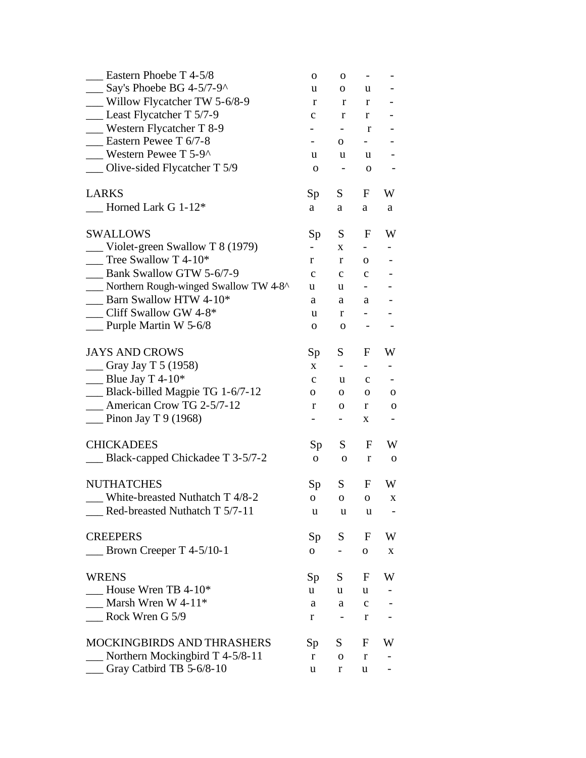| | Sp | S | F | W |
|---|---|---|---|---|
| ___ Eastern Phoebe T 4-5/8 | o | o | - | - |
| ___ Say's Phoebe BG 4-5/7-9^ | u | o | u | - |
| ___ Willow Flycatcher TW 5-6/8-9 | r | r | r | - |
| ___ Least Flycatcher T 5/7-9 | c | r | r | - |
| ___ Western Flycatcher T 8-9 | - | - | r | - |
| ___ Eastern Pewee T 6/7-8 | - | o | - | - |
| ___ Western Pewee T 5-9^ | u | u | u | - |
| ___ Olive-sided Flycatcher T 5/9 | o | - | o | - |

| LARKS | Sp | S | F | W |
|---|---|---|---|---|
| ___ Horned Lark G 1-12* | a | a | a | a |

| SWALLOWS | Sp | S | F | W |
|---|---|---|---|---|
| ___ Violet-green Swallow T 8 (1979) | - | x | - | - |
| ___ Tree Swallow T 4-10* | r | r | o | - |
| ___ Bank Swallow GTW 5-6/7-9 | c | c | c | - |
| ___ Northern Rough-winged Swallow TW 4-8^ | u | u | - | - |
| ___ Barn Swallow HTW 4-10* | a | a | a | - |
| ___ Cliff Swallow GW 4-8* | u | r | - | - |
| ___ Purple Martin W 5-6/8 | o | o | - | - |

| JAYS AND CROWS | Sp | S | F | W |
|---|---|---|---|---|
| ___ Gray Jay T 5 (1958) | x | - | - | - |
| ___ Blue Jay T 4-10* | c | u | c | - |
| ___ Black-billed Magpie TG 1-6/7-12 | o | o | o | o |
| ___ American Crow TG 2-5/7-12 | r | o | r | o |
| ___ Pinon Jay T 9 (1968) | - | - | x | - |

| CHICKADEES | Sp | S | F | W |
|---|---|---|---|---|
| ___ Black-capped Chickadee T 3-5/7-2 | o | o | r | o |

| NUTHATCHES | Sp | S | F | W |
|---|---|---|---|---|
| ___ White-breasted Nuthatch T 4/8-2 | o | o | o | x |
| ___ Red-breasted Nuthatch T 5/7-11 | u | u | u | - |

| CREEPERS | Sp | S | F | W |
|---|---|---|---|---|
| ___ Brown Creeper T 4-5/10-1 | o | - | o | x |

| WRENS | Sp | S | F | W |
|---|---|---|---|---|
| ___ House Wren TB 4-10* | u | u | u | - |
| ___ Marsh Wren W 4-11* | a | a | c | - |
| ___ Rock Wren G 5/9 | r | - | r | - |

| MOCKINGBIRDS AND THRASHERS | Sp | S | F | W |
|---|---|---|---|---|
| ___ Northern Mockingbird T 4-5/8-11 | r | o | r | - |
| ___ Gray Catbird TB 5-6/8-10 | u | r | u | - |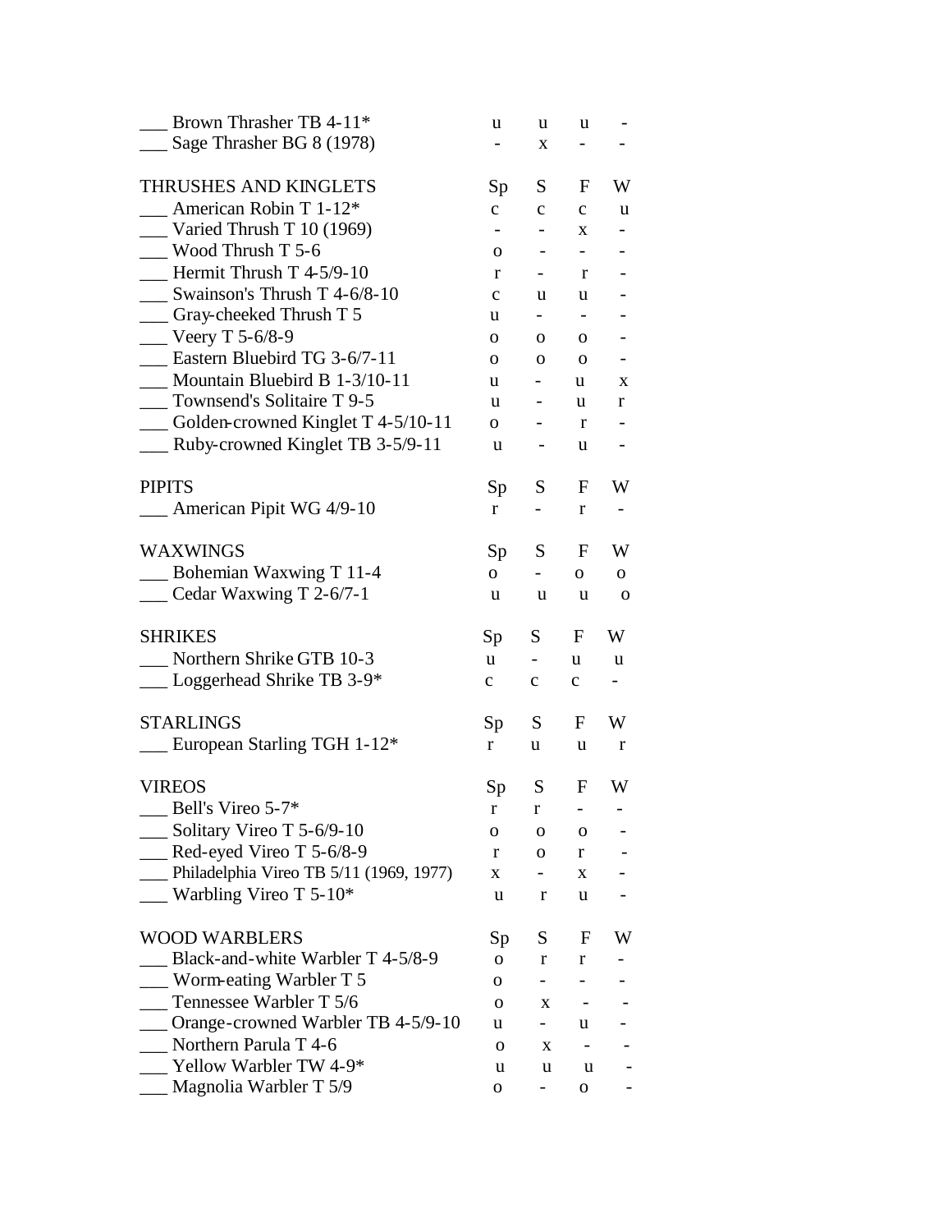| | Sp | S | F | W |
|---|---|---|---|---|
| ___ Brown Thrasher TB 4-11* | u | u | u | - |
| ___ Sage Thrasher BG 8 (1978) | - | x | - | - |

| THRUSHES AND KINGLETS | Sp | S | F | W |
|---|---|---|---|---|
| ___ American Robin T 1-12* | c | c | c | u |
| ___ Varied Thrush T 10 (1969) | - | - | x | - |
| ___ Wood Thrush T 5-6 | o | - | - | - |
| ___ Hermit Thrush T 4-5/9-10 | r | - | r | - |
| ___ Swainson's Thrush T 4-6/8-10 | c | u | u | - |
| ___ Gray-cheeked Thrush T 5 | u | - | - | - |
| ___ Veery T 5-6/8-9 | o | o | o | - |
| ___ Eastern Bluebird TG 3-6/7-11 | o | o | o | - |
| ___ Mountain Bluebird B 1-3/10-11 | u | - | u | x |
| ___ Townsend's Solitaire T 9-5 | u | - | u | r |
| ___ Golden-crowned Kinglet T 4-5/10-11 | o | - | r | - |
| ___ Ruby-crowned Kinglet TB 3-5/9-11 | u | - | u | - |

| PIPITS | Sp | S | F | W |
|---|---|---|---|---|
| ___ American Pipit WG 4/9-10 | r | - | r | - |

| WAXWINGS | Sp | S | F | W |
|---|---|---|---|---|
| ___ Bohemian Waxwing T 11-4 | o | - | o | o |
| ___ Cedar Waxwing T 2-6/7-1 | u | u | u | o |

| SHRIKES | Sp | S | F | W |
|---|---|---|---|---|
| ___ Northern Shrike GTB 10-3 | u | - | u | u |
| ___ Loggerhead Shrike TB 3-9* | c | c | c | - |

| STARLINGS | Sp | S | F | W |
|---|---|---|---|---|
| ___ European Starling TGH 1-12* | r | u | u | r |

| VIREOS | Sp | S | F | W |
|---|---|---|---|---|
| ___ Bell's Vireo 5-7* | r | r | - | - |
| ___ Solitary Vireo T 5-6/9-10 | o | o | o | - |
| ___ Red-eyed Vireo T 5-6/8-9 | r | o | r | - |
| ___ Philadelphia Vireo TB 5/11 (1969, 1977) | x | - | x | - |
| ___ Warbling Vireo T 5-10* | u | r | u | - |

| WOOD WARBLERS | Sp | S | F | W |
|---|---|---|---|---|
| ___ Black-and-white Warbler T 4-5/8-9 | o | r | r | - |
| ___ Worm-eating Warbler T 5 | o | - | - | - |
| ___ Tennessee Warbler T 5/6 | o | x | - | - |
| ___ Orange-crowned Warbler TB 4-5/9-10 | u | - | u | - |
| ___ Northern Parula T 4-6 | o | x | - | - |
| ___ Yellow Warbler TW 4-9* | u | u | u | - |
| ___ Magnolia Warbler T 5/9 | o | - | o | - |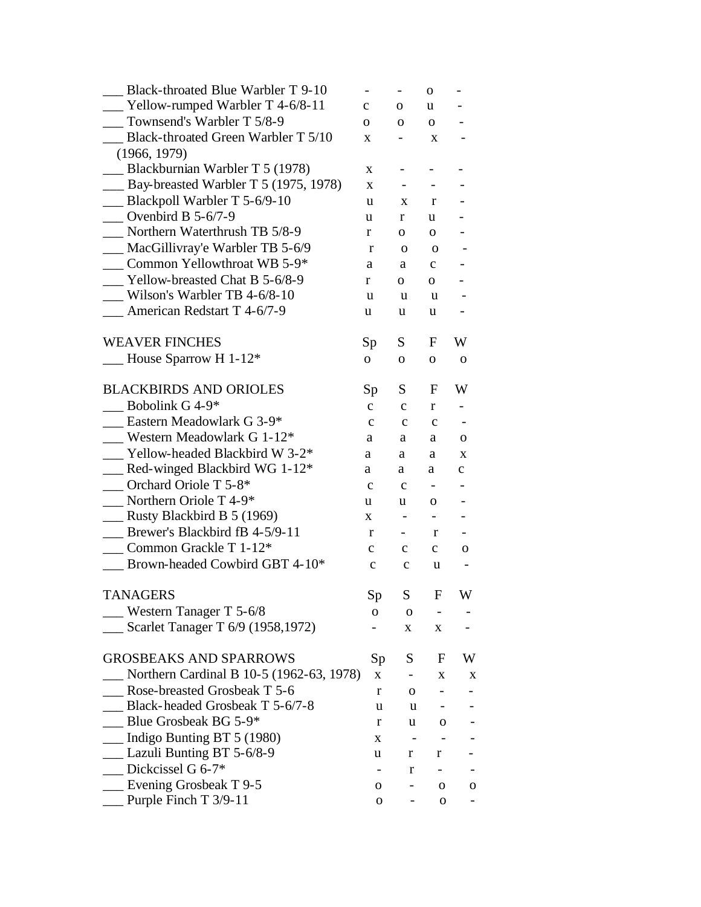| Species | Sp | S | F | W |
|---|---|---|---|---|
| ___ Black-throated Blue Warbler T 9-10 | - | - | o | - |
| ___ Yellow-rumped Warbler T 4-6/8-11 | c | o | u | - |
| ___ Townsend's Warbler T 5/8-9 | o | o | o | - |
| ___ Black-throated Green Warbler T 5/10 (1966, 1979) | x | - | x | - |
| ___ Blackburnian Warbler T 5 (1978) | x | - | - | - |
| ___ Bay-breasted Warbler T 5 (1975, 1978) | x | - | - | - |
| ___ Blackpoll Warbler T 5-6/9-10 | u | x | r | - |
| ___ Ovenbird B 5-6/7-9 | u | r | u | - |
| ___ Northern Waterthrush TB 5/8-9 | r | o | o | - |
| ___ MacGillivray'e Warbler TB 5-6/9 | r | o | o | - |
| ___ Common Yellowthroat WB 5-9* | a | a | c | - |
| ___ Yellow-breasted Chat B 5-6/8-9 | r | o | o | - |
| ___ Wilson's Warbler TB 4-6/8-10 | u | u | u | - |
| ___ American Redstart T 4-6/7-9 | u | u | u | - |

| WEAVER FINCHES | Sp | S | F | W |
|---|---|---|---|---|
| ___ House Sparrow H 1-12* | o | o | o | o |

| BLACKBIRDS AND ORIOLES | Sp | S | F | W |
|---|---|---|---|---|
| ___ Bobolink G 4-9* | c | c | r | - |
| ___ Eastern Meadowlark G 3-9* | c | c | c | - |
| ___ Western Meadowlark G 1-12* | a | a | a | o |
| ___ Yellow-headed Blackbird W 3-2* | a | a | a | x |
| ___ Red-winged Blackbird WG 1-12* | a | a | a | c |
| ___ Orchard Oriole T 5-8* | c | c | - | - |
| ___ Northern Oriole T 4-9* | u | u | o | - |
| ___ Rusty Blackbird B 5 (1969) | x | - | - | - |
| ___ Brewer's Blackbird fB 4-5/9-11 | r | - | r | - |
| ___ Common Grackle T 1-12* | c | c | c | o |
| ___ Brown-headed Cowbird GBT 4-10* | c | c | u | - |

| TANAGERS | Sp | S | F | W |
|---|---|---|---|---|
| ___ Western Tanager T 5-6/8 | o | o | - | - |
| ___ Scarlet Tanager T 6/9 (1958,1972) | - | x | x | - |

| GROSBEAKS AND SPARROWS | Sp | S | F | W |
|---|---|---|---|---|
| ___ Northern Cardinal B 10-5 (1962-63, 1978) | x | - | x | x |
| ___ Rose-breasted Grosbeak T 5-6 | r | o | - | - |
| ___ Black-headed Grosbeak T 5-6/7-8 | u | u | - | - |
| ___ Blue Grosbeak BG 5-9* | r | u | o | - |
| ___ Indigo Bunting BT 5 (1980) | x | - | - | - |
| ___ Lazuli Bunting BT 5-6/8-9 | u | r | r | - |
| ___ Dickcissel G 6-7* | - | r | - | - |
| ___ Evening Grosbeak T 9-5 | o | - | o | o |
| ___ Purple Finch T 3/9-11 | o | - | o | - |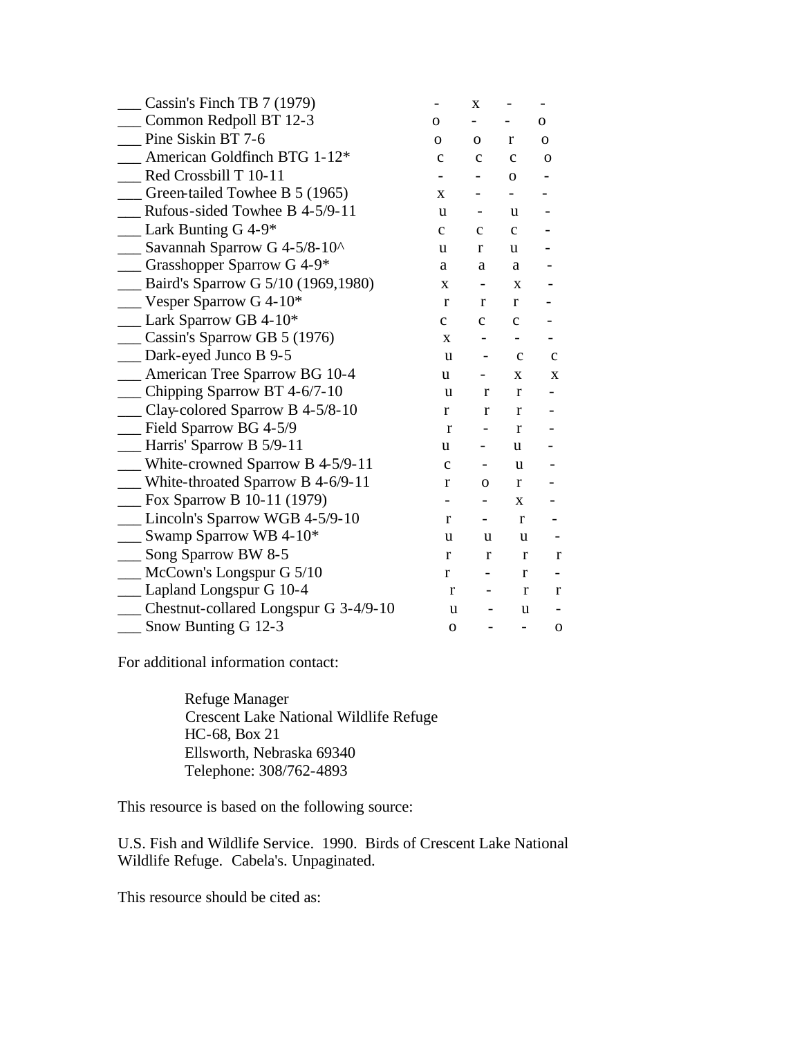| | | | | |
|---|---|---|---|---|
| ___ Cassin's Finch TB 7 (1979) | - | x | - | - |
| ___ Common Redpoll BT 12-3 | o | - | - | o |
| ___ Pine Siskin BT 7-6 | o | o | r | o |
| ___ American Goldfinch BTG 1-12* | c | c | c | o |
| ___ Red Crossbill T 10-11 | - | - | o | - |
| ___ Green-tailed Towhee B 5 (1965) | x | - | - | - |
| ___ Rufous-sided Towhee B 4-5/9-11 | u | - | u | - |
| ___ Lark Bunting G 4-9* | c | c | c | - |
| ___ Savannah Sparrow G 4-5/8-10^ | u | r | u | - |
| ___ Grasshopper Sparrow G 4-9* | a | a | a | - |
| ___ Baird's Sparrow G 5/10 (1969,1980) | x | - | x | - |
| ___ Vesper Sparrow G 4-10* | r | r | r | - |
| ___ Lark Sparrow GB 4-10* | c | c | c | - |
| ___ Cassin's Sparrow GB 5 (1976) | x | - | - | - |
| ___ Dark-eyed Junco B 9-5 | u | - | c | c |
| ___ American Tree Sparrow BG 10-4 | u | - | x | x |
| ___ Chipping Sparrow BT 4-6/7-10 | u | r | r | - |
| ___ Clay-colored Sparrow B 4-5/8-10 | r | r | r | - |
| ___ Field Sparrow BG 4-5/9 | r | - | r | - |
| ___ Harris' Sparrow B 5/9-11 | u | - | u | - |
| ___ White-crowned Sparrow B 4-5/9-11 | c | - | u | - |
| ___ White-throated Sparrow B 4-6/9-11 | r | o | r | - |
| ___ Fox Sparrow B 10-11 (1979) | - | - | x | - |
| ___ Lincoln's Sparrow WGB 4-5/9-10 | r | - | r | - |
| ___ Swamp Sparrow WB 4-10* | u | u | u | - |
| ___ Song Sparrow BW 8-5 | r | r | r | r |
| ___ McCown's Longspur G 5/10 | r | - | r | - |
| ___ Lapland Longspur G 10-4 | r | - | r | r |
| ___ Chestnut-collared Longspur G 3-4/9-10 | u | - | u | - |
| ___ Snow Bunting G 12-3 | o | - | - | o |

For additional information contact:

Refuge Manager
Crescent Lake National Wildlife Refuge
HC-68, Box 21
Ellsworth, Nebraska 69340
Telephone: 308/762-4893

This resource is based on the following source:

U.S. Fish and Wildlife Service. 1990. Birds of Crescent Lake National Wildlife Refuge. Cabela's. Unpaginated.

This resource should be cited as: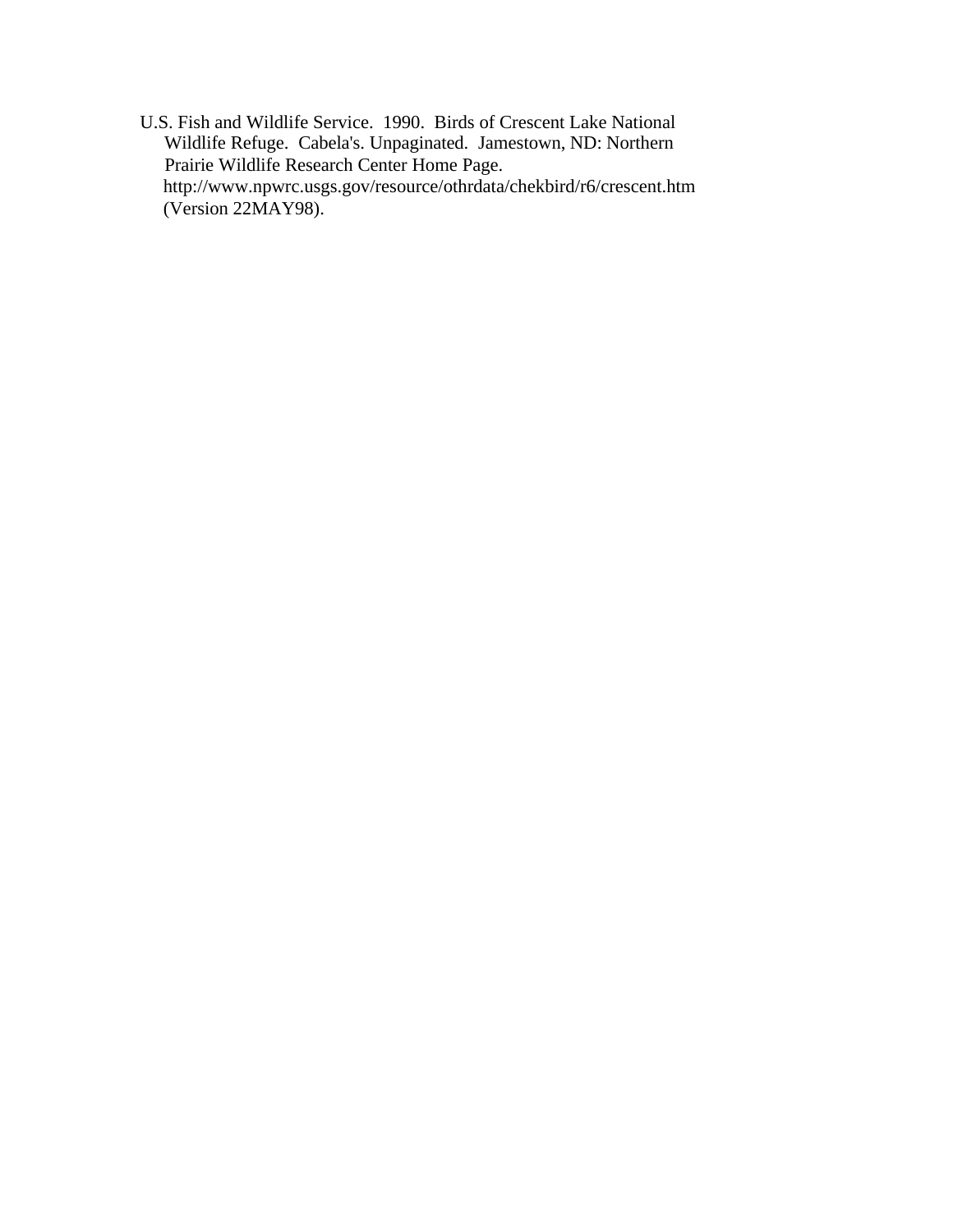U.S. Fish and Wildlife Service. 1990. Birds of Crescent Lake National Wildlife Refuge. Cabela's. Unpaginated. Jamestown, ND: Northern Prairie Wildlife Research Center Home Page. http://www.npwrc.usgs.gov/resource/othrdata/chekbird/r6/crescent.htm (Version 22MAY98).